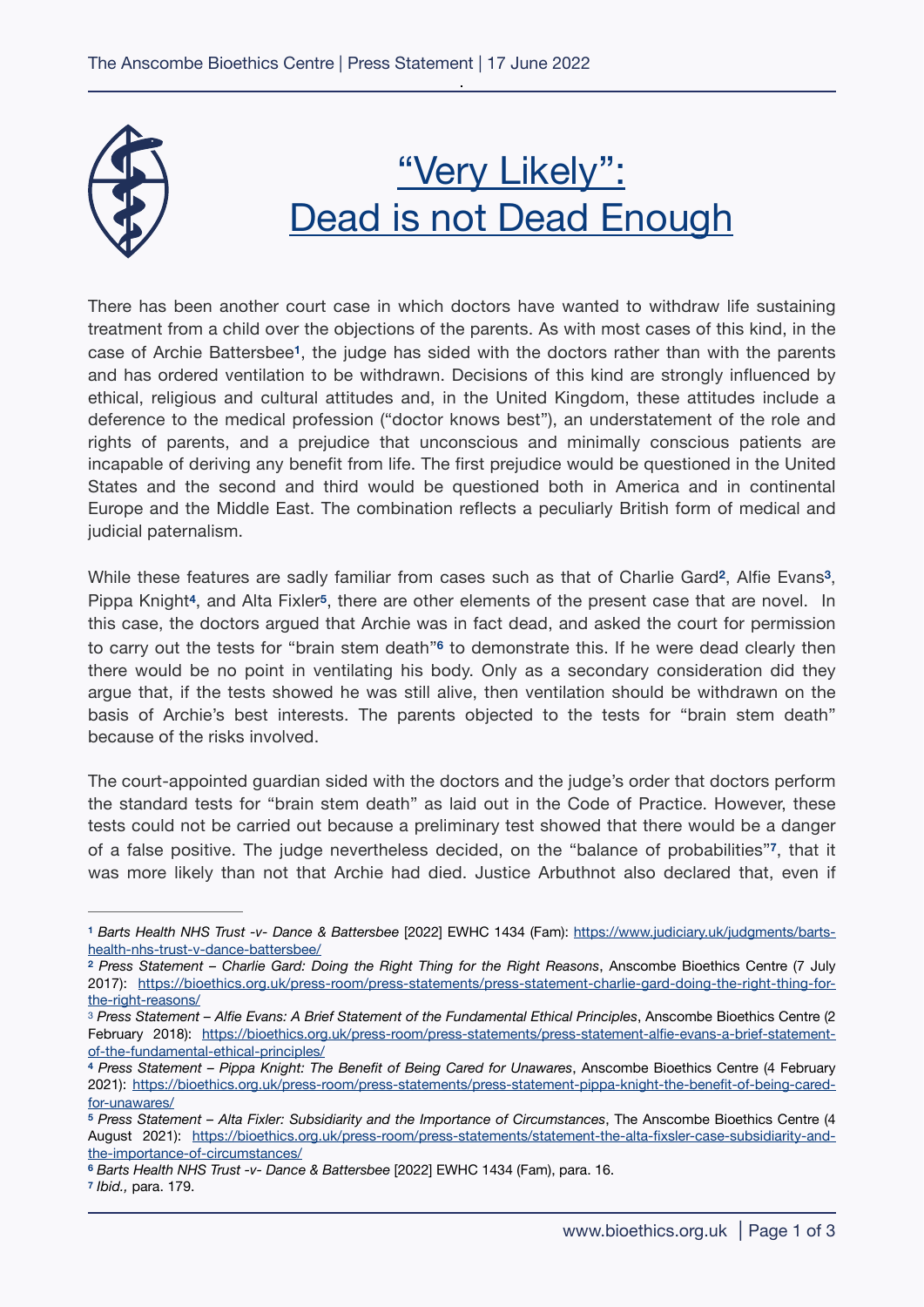# "Very Likely": Dead is not Dead Enough

There has been another court case in which doctors have wanted to withdraw life sustaining treatment from a child over the objections of the parents. As with most cases of this kind, in the case of Archie Battersbee[1], the judge has sided with the doctors rather than with the parents and has ordered ventilation to be withdrawn. Decisions of this kind are strongly influenced by ethical, religious and cultural attitudes and, in the United Kingdom, these attitudes include a deference to the medical profession ("doctor knows best"), an understatement of the role and rights of parents, and a prejudice that unconscious and minimally conscious patients are incapable of deriving any benefit from life. The first prejudice would be questioned in the United States and the second and third would be questioned both in America and in continental Europe and the Middle East. The combination reflects a peculiarly British form of medical and judicial paternalism.

While these features are sadly familiar from cases such as that of Charlie Gard[2], Alfie Evans[3], Pippa Knight[4], and Alta Fixler[5], there are other elements of the present case that are novel. In this case, the doctors argued that Archie was in fact dead, and asked the court for permission to carry out the tests for "brain stem death"[6] to demonstrate this. If he were dead clearly then there would be no point in ventilating his body. Only as a secondary consideration did they argue that, if the tests showed he was still alive, then ventilation should be withdrawn on the basis of Archie's best interests. The parents objected to the tests for "brain stem death" because of the risks involved.

The court-appointed guardian sided with the doctors and the judge's order that doctors perform the standard tests for "brain stem death" as laid out in the Code of Practice. However, these tests could not be carried out because a preliminary test showed that there would be a danger of a false positive. The judge nevertheless decided, on the "balance of probabilities"[7], that it was more likely than not that Archie had died. Justice Arbuthnot also declared that, even if

---

[1] *Barts Health NHS Trust -v- Dance & Battersbee* [2022] EWHC 1434 (Fam): https://www.judiciary.uk/judgments/barts-health-nhs-trust-v-dance-battersbee/

[2] *Press Statement – Charlie Gard: Doing the Right Thing for the Right Reasons*, Anscombe Bioethics Centre (7 July 2017): https://bioethics.org.uk/press-room/press-statements/press-statement-charlie-gard-doing-the-right-thing-for-the-right-reasons/

[3] *Press Statement – Alfie Evans: A Brief Statement of the Fundamental Ethical Principles*, Anscombe Bioethics Centre (2 February 2018): https://bioethics.org.uk/press-room/press-statements/press-statement-alfie-evans-a-brief-statement-of-the-fundamental-ethical-principles/

[4] *Press Statement – Pippa Knight: The Benefit of Being Cared for Unawares*, Anscombe Bioethics Centre (4 February 2021): https://bioethics.org.uk/press-room/press-statements/press-statement-pippa-knight-the-benefit-of-being-cared-for-unawares/

[5] *Press Statement – Alta Fixler: Subsidiarity and the Importance of Circumstances*, The Anscombe Bioethics Centre (4 August 2021): https://bioethics.org.uk/press-room/press-statements/statement-the-alta-fixsler-case-subsidiarity-and-the-importance-of-circumstances/

[6] *Barts Health NHS Trust -v- Dance & Battersbee* [2022] EWHC 1434 (Fam), para. 16.

[7] *Ibid.,* para. 179.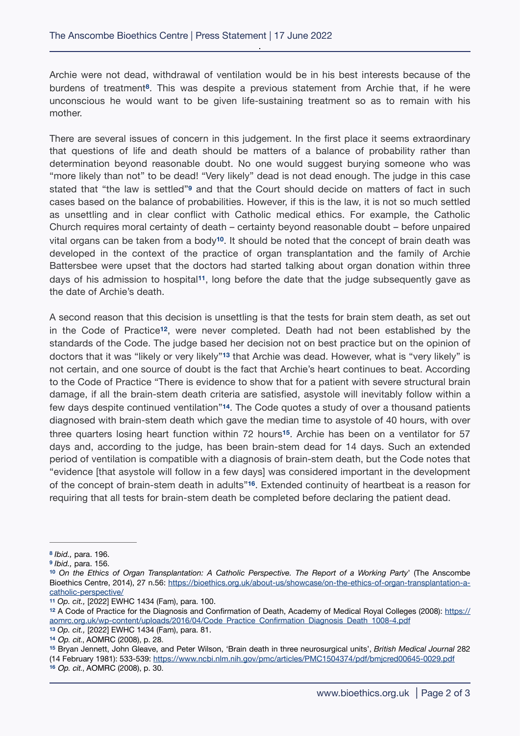Archie were not dead, withdrawal of ventilation would be in his best interests because of the burdens of treatment[8]. This was despite a previous statement from Archie that, if he were unconscious he would want to be given life-sustaining treatment so as to remain with his mother.

There are several issues of concern in this judgement. In the first place it seems extraordinary that questions of life and death should be matters of a balance of probability rather than determination beyond reasonable doubt. No one would suggest burying someone who was "more likely than not" to be dead! "Very likely" dead is not dead enough. The judge in this case stated that "the law is settled"[9] and that the Court should decide on matters of fact in such cases based on the balance of probabilities. However, if this is the law, it is not so much settled as unsettling and in clear conflict with Catholic medical ethics. For example, the Catholic Church requires moral certainty of death – certainty beyond reasonable doubt – before unpaired vital organs can be taken from a body[10]. It should be noted that the concept of brain death was developed in the context of the practice of organ transplantation and the family of Archie Battersbee were upset that the doctors had started talking about organ donation within three days of his admission to hospital[11], long before the date that the judge subsequently gave as the date of Archie's death.

A second reason that this decision is unsettling is that the tests for brain stem death, as set out in the Code of Practice[12], were never completed. Death had not been established by the standards of the Code. The judge based her decision not on best practice but on the opinion of doctors that it was "likely or very likely"[13] that Archie was dead. However, what is "very likely" is not certain, and one source of doubt is the fact that Archie's heart continues to beat. According to the Code of Practice "There is evidence to show that for a patient with severe structural brain damage, if all the brain-stem death criteria are satisfied, asystole will inevitably follow within a few days despite continued ventilation"[14]. The Code quotes a study of over a thousand patients diagnosed with brain-stem death which gave the median time to asystole of 40 hours, with over three quarters losing heart function within 72 hours[15]. Archie has been on a ventilator for 57 days and, according to the judge, has been brain-stem dead for 14 days. Such an extended period of ventilation is compatible with a diagnosis of brain-stem death, but the Code notes that "evidence [that asystole will follow in a few days] was considered important in the development of the concept of brain-stem death in adults"[16]. Extended continuity of heartbeat is a reason for requiring that all tests for brain-stem death be completed before declaring the patient dead.

---

[8] *Ibid.,* para. 196.
[9] *Ibid.,* para. 156.
[10] *On the Ethics of Organ Transplantation: A Catholic Perspective. The Report of a Working Party*' (The Anscombe Bioethics Centre, 2014), 27 n.56: https://bioethics.org.uk/about-us/showcase/on-the-ethics-of-organ-transplantation-a-catholic-perspective/
[11] *Op. cit.,* [2022] EWHC 1434 (Fam), para. 100.
[12] A Code of Practice for the Diagnosis and Confirmation of Death, Academy of Medical Royal Colleges (2008): https://aomrc.org.uk/wp-content/uploads/2016/04/Code_Practice_Confirmation_Diagnosis_Death_1008-4.pdf
[13] *Op. cit.,* [2022] EWHC 1434 (Fam), para. 81.
[14] *Op. cit.*, AOMRC (2008), p. 28.
[15] Bryan Jennett, John Gleave, and Peter Wilson, 'Brain death in three neurosurgical units', *British Medical Journal* 282 (14 February 1981): 533-539: https://www.ncbi.nlm.nih.gov/pmc/articles/PMC1504374/pdf/bmjcred00645-0029.pdf
[16] *Op. cit.*, AOMRC (2008), p. 30.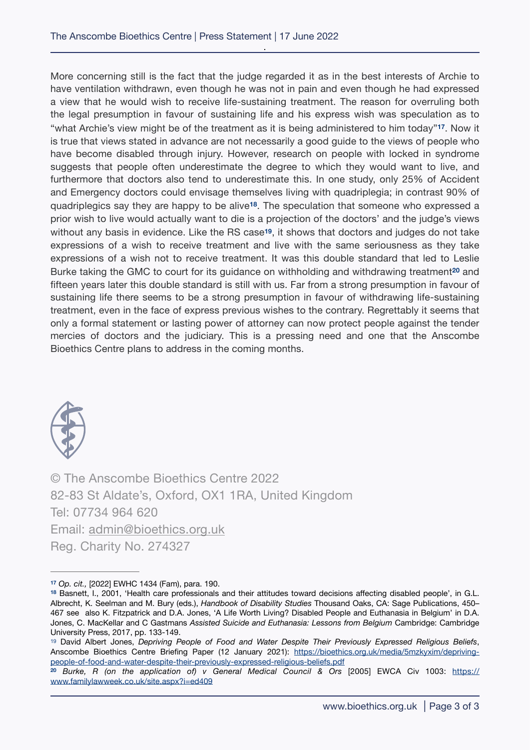More concerning still is the fact that the judge regarded it as in the best interests of Archie to have ventilation withdrawn, even though he was not in pain and even though he had expressed a view that he would wish to receive life-sustaining treatment. The reason for overruling both the legal presumption in favour of sustaining life and his express wish was speculation as to "what Archie's view might be of the treatment as it is being administered to him today"[17]. Now it is true that views stated in advance are not necessarily a good guide to the views of people who have become disabled through injury. However, research on people with locked in syndrome suggests that people often underestimate the degree to which they would want to live, and furthermore that doctors also tend to underestimate this. In one study, only 25% of Accident and Emergency doctors could envisage themselves living with quadriplegia; in contrast 90% of quadriplegics say they are happy to be alive[18]. The speculation that someone who expressed a prior wish to live would actually want to die is a projection of the doctors' and the judge's views without any basis in evidence. Like the RS case[19], it shows that doctors and judges do not take expressions of a wish to receive treatment and live with the same seriousness as they take expressions of a wish not to receive treatment. It was this double standard that led to Leslie Burke taking the GMC to court for its guidance on withholding and withdrawing treatment[20] and fifteen years later this double standard is still with us. Far from a strong presumption in favour of sustaining life there seems to be a strong presumption in favour of withdrawing life-sustaining treatment, even in the face of express previous wishes to the contrary. Regrettably it seems that only a formal statement or lasting power of attorney can now protect people against the tender mercies of doctors and the judiciary. This is a pressing need and one that the Anscombe Bioethics Centre plans to address in the coming months.

© The Anscombe Bioethics Centre 2022
82-83 St Aldate's, Oxford, OX1 1RA, United Kingdom
Tel: 07734 964 620
Email: admin@bioethics.org.uk
Reg. Charity No. 274327

---

[17] *Op. cit.,* [2022] EWHC 1434 (Fam), para. 190.

[18] Basnett, I., 2001, 'Health care professionals and their attitudes toward decisions affecting disabled people', in G.L. Albrecht, K. Seelman and M. Bury (eds.), *Handbook of Disability Studies* Thousand Oaks, CA: Sage Publications, 450–467 see also K. Fitzpatrick and D.A. Jones, 'A Life Worth Living? Disabled People and Euthanasia in Belgium' in D.A. Jones, C. MacKellar and C Gastmans *Assisted Suicide and Euthanasia: Lessons from Belgium* Cambridge: Cambridge University Press, 2017, pp. 133-149.

[19] David Albert Jones, *Depriving People of Food and Water Despite Their Previously Expressed Religious Beliefs*, Anscombe Bioethics Centre Briefing Paper (12 January 2021): https://bioethics.org.uk/media/5mzkyxim/depriving-people-of-food-and-water-despite-their-previously-expressed-religious-beliefs.pdf

[20] *Burke, R (on the application of) v General Medical Council & Ors* [2005] EWCA Civ 1003: https://www.familylawweek.co.uk/site.aspx?i=ed409